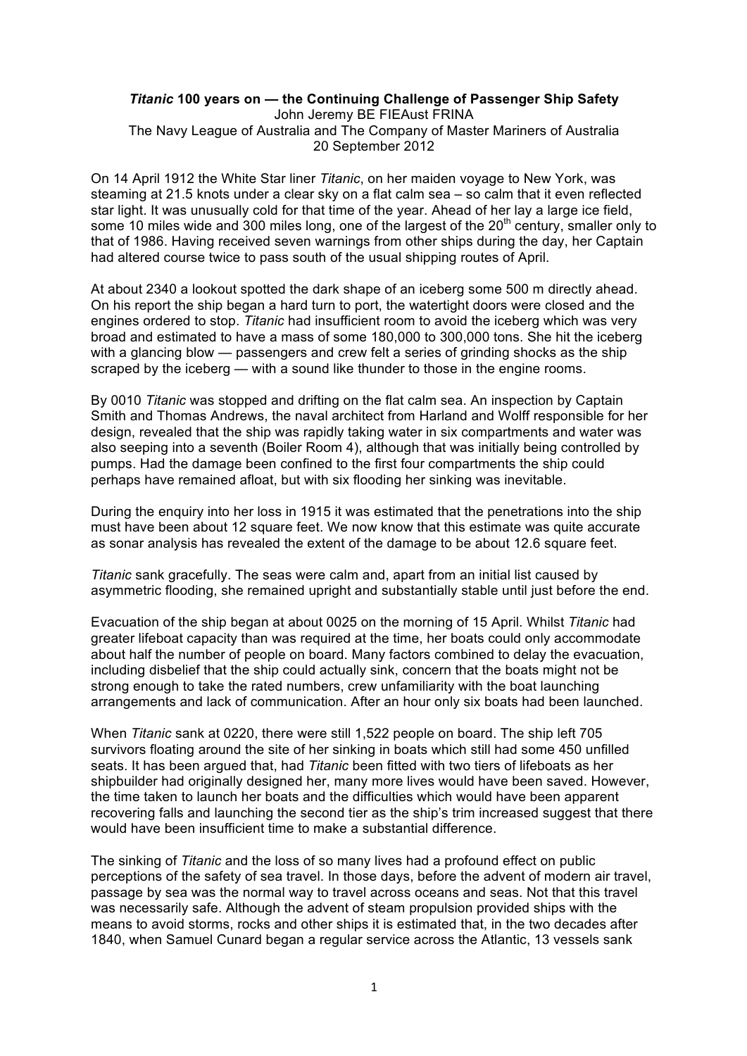# *Titanic* 100 years on — the Continuing Challenge of Passenger Ship Safety

John Jeremy BE FIEAust FRINA
The Navy League of Australia and The Company of Master Mariners of Australia
20 September 2012

On 14 April 1912 the White Star liner *Titanic*, on her maiden voyage to New York, was steaming at 21.5 knots under a clear sky on a flat calm sea – so calm that it even reflected star light. It was unusually cold for that time of the year. Ahead of her lay a large ice field, some 10 miles wide and 300 miles long, one of the largest of the 20th century, smaller only to that of 1986. Having received seven warnings from other ships during the day, her Captain had altered course twice to pass south of the usual shipping routes of April.

At about 2340 a lookout spotted the dark shape of an iceberg some 500 m directly ahead. On his report the ship began a hard turn to port, the watertight doors were closed and the engines ordered to stop. *Titanic* had insufficient room to avoid the iceberg which was very broad and estimated to have a mass of some 180,000 to 300,000 tons. She hit the iceberg with a glancing blow — passengers and crew felt a series of grinding shocks as the ship scraped by the iceberg — with a sound like thunder to those in the engine rooms.

By 0010 *Titanic* was stopped and drifting on the flat calm sea. An inspection by Captain Smith and Thomas Andrews, the naval architect from Harland and Wolff responsible for her design, revealed that the ship was rapidly taking water in six compartments and water was also seeping into a seventh (Boiler Room 4), although that was initially being controlled by pumps. Had the damage been confined to the first four compartments the ship could perhaps have remained afloat, but with six flooding her sinking was inevitable.

During the enquiry into her loss in 1915 it was estimated that the penetrations into the ship must have been about 12 square feet. We now know that this estimate was quite accurate as sonar analysis has revealed the extent of the damage to be about 12.6 square feet.

*Titanic* sank gracefully. The seas were calm and, apart from an initial list caused by asymmetric flooding, she remained upright and substantially stable until just before the end.

Evacuation of the ship began at about 0025 on the morning of 15 April. Whilst *Titanic* had greater lifeboat capacity than was required at the time, her boats could only accommodate about half the number of people on board. Many factors combined to delay the evacuation, including disbelief that the ship could actually sink, concern that the boats might not be strong enough to take the rated numbers, crew unfamiliarity with the boat launching arrangements and lack of communication. After an hour only six boats had been launched.

When *Titanic* sank at 0220, there were still 1,522 people on board. The ship left 705 survivors floating around the site of her sinking in boats which still had some 450 unfilled seats. It has been argued that, had *Titanic* been fitted with two tiers of lifeboats as her shipbuilder had originally designed her, many more lives would have been saved. However, the time taken to launch her boats and the difficulties which would have been apparent recovering falls and launching the second tier as the ship's trim increased suggest that there would have been insufficient time to make a substantial difference.

The sinking of *Titanic* and the loss of so many lives had a profound effect on public perceptions of the safety of sea travel. In those days, before the advent of modern air travel, passage by sea was the normal way to travel across oceans and seas. Not that this travel was necessarily safe. Although the advent of steam propulsion provided ships with the means to avoid storms, rocks and other ships it is estimated that, in the two decades after 1840, when Samuel Cunard began a regular service across the Atlantic, 13 vessels sank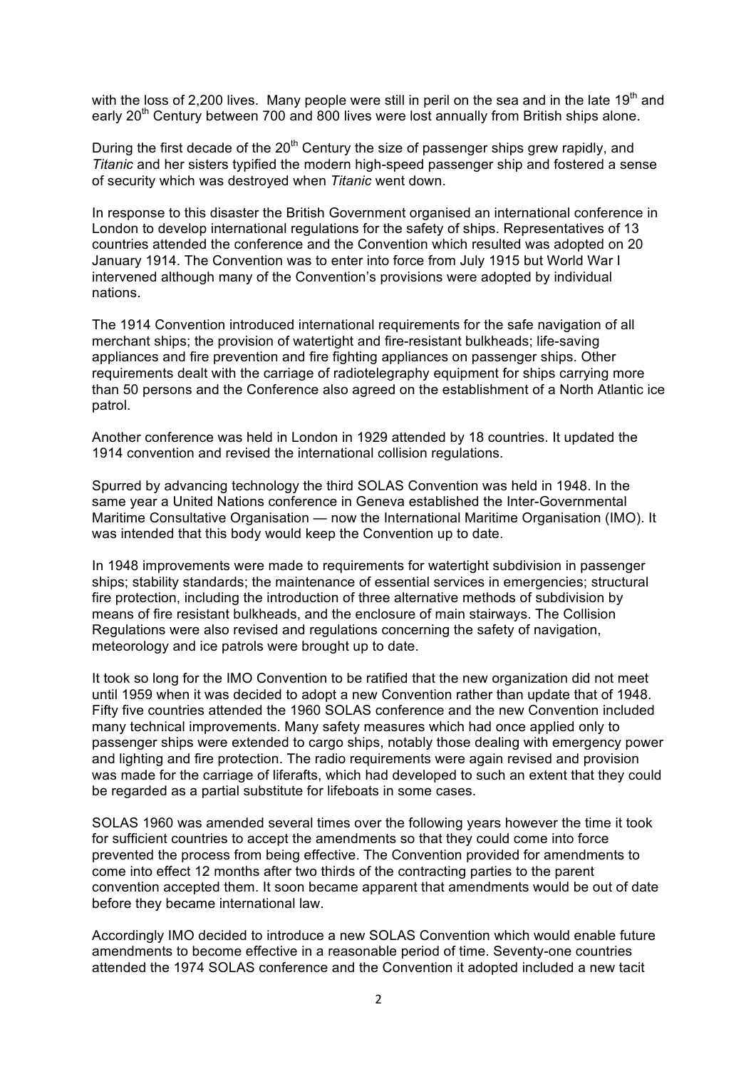with the loss of 2,200 lives. Many people were still in peril on the sea and in the late 19th and early 20th Century between 700 and 800 lives were lost annually from British ships alone.

During the first decade of the 20th Century the size of passenger ships grew rapidly, and *Titanic* and her sisters typified the modern high-speed passenger ship and fostered a sense of security which was destroyed when *Titanic* went down.

In response to this disaster the British Government organised an international conference in London to develop international regulations for the safety of ships. Representatives of 13 countries attended the conference and the Convention which resulted was adopted on 20 January 1914. The Convention was to enter into force from July 1915 but World War I intervened although many of the Convention's provisions were adopted by individual nations.

The 1914 Convention introduced international requirements for the safe navigation of all merchant ships; the provision of watertight and fire-resistant bulkheads; life-saving appliances and fire prevention and fire fighting appliances on passenger ships. Other requirements dealt with the carriage of radiotelegraphy equipment for ships carrying more than 50 persons and the Conference also agreed on the establishment of a North Atlantic ice patrol.

Another conference was held in London in 1929 attended by 18 countries. It updated the 1914 convention and revised the international collision regulations.

Spurred by advancing technology the third SOLAS Convention was held in 1948. In the same year a United Nations conference in Geneva established the Inter-Governmental Maritime Consultative Organisation — now the International Maritime Organisation (IMO). It was intended that this body would keep the Convention up to date.

In 1948 improvements were made to requirements for watertight subdivision in passenger ships; stability standards; the maintenance of essential services in emergencies; structural fire protection, including the introduction of three alternative methods of subdivision by means of fire resistant bulkheads, and the enclosure of main stairways. The Collision Regulations were also revised and regulations concerning the safety of navigation, meteorology and ice patrols were brought up to date.

It took so long for the IMO Convention to be ratified that the new organization did not meet until 1959 when it was decided to adopt a new Convention rather than update that of 1948. Fifty five countries attended the 1960 SOLAS conference and the new Convention included many technical improvements. Many safety measures which had once applied only to passenger ships were extended to cargo ships, notably those dealing with emergency power and lighting and fire protection. The radio requirements were again revised and provision was made for the carriage of liferafts, which had developed to such an extent that they could be regarded as a partial substitute for lifeboats in some cases.

SOLAS 1960 was amended several times over the following years however the time it took for sufficient countries to accept the amendments so that they could come into force prevented the process from being effective. The Convention provided for amendments to come into effect 12 months after two thirds of the contracting parties to the parent convention accepted them. It soon became apparent that amendments would be out of date before they became international law.

Accordingly IMO decided to introduce a new SOLAS Convention which would enable future amendments to become effective in a reasonable period of time. Seventy-one countries attended the 1974 SOLAS conference and the Convention it adopted included a new tacit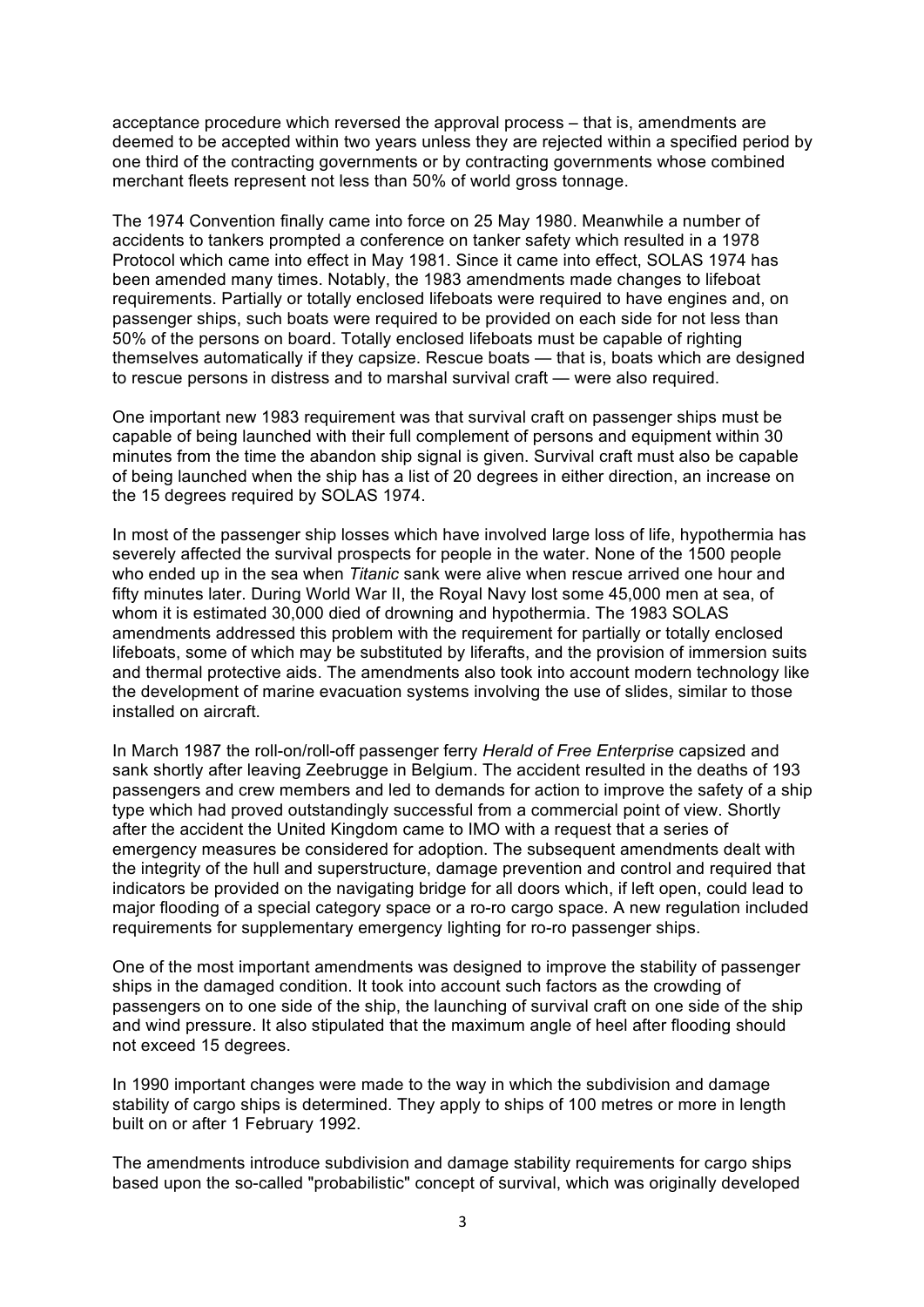acceptance procedure which reversed the approval process – that is, amendments are deemed to be accepted within two years unless they are rejected within a specified period by one third of the contracting governments or by contracting governments whose combined merchant fleets represent not less than 50% of world gross tonnage.

The 1974 Convention finally came into force on 25 May 1980. Meanwhile a number of accidents to tankers prompted a conference on tanker safety which resulted in a 1978 Protocol which came into effect in May 1981. Since it came into effect, SOLAS 1974 has been amended many times. Notably, the 1983 amendments made changes to lifeboat requirements. Partially or totally enclosed lifeboats were required to have engines and, on passenger ships, such boats were required to be provided on each side for not less than 50% of the persons on board. Totally enclosed lifeboats must be capable of righting themselves automatically if they capsize. Rescue boats — that is, boats which are designed to rescue persons in distress and to marshal survival craft — were also required.

One important new 1983 requirement was that survival craft on passenger ships must be capable of being launched with their full complement of persons and equipment within 30 minutes from the time the abandon ship signal is given. Survival craft must also be capable of being launched when the ship has a list of 20 degrees in either direction, an increase on the 15 degrees required by SOLAS 1974.

In most of the passenger ship losses which have involved large loss of life, hypothermia has severely affected the survival prospects for people in the water. None of the 1500 people who ended up in the sea when *Titanic* sank were alive when rescue arrived one hour and fifty minutes later. During World War II, the Royal Navy lost some 45,000 men at sea, of whom it is estimated 30,000 died of drowning and hypothermia. The 1983 SOLAS amendments addressed this problem with the requirement for partially or totally enclosed lifeboats, some of which may be substituted by liferafts, and the provision of immersion suits and thermal protective aids. The amendments also took into account modern technology like the development of marine evacuation systems involving the use of slides, similar to those installed on aircraft.

In March 1987 the roll-on/roll-off passenger ferry *Herald of Free Enterprise* capsized and sank shortly after leaving Zeebrugge in Belgium. The accident resulted in the deaths of 193 passengers and crew members and led to demands for action to improve the safety of a ship type which had proved outstandingly successful from a commercial point of view. Shortly after the accident the United Kingdom came to IMO with a request that a series of emergency measures be considered for adoption. The subsequent amendments dealt with the integrity of the hull and superstructure, damage prevention and control and required that indicators be provided on the navigating bridge for all doors which, if left open, could lead to major flooding of a special category space or a ro-ro cargo space. A new regulation included requirements for supplementary emergency lighting for ro-ro passenger ships.

One of the most important amendments was designed to improve the stability of passenger ships in the damaged condition. It took into account such factors as the crowding of passengers on to one side of the ship, the launching of survival craft on one side of the ship and wind pressure. It also stipulated that the maximum angle of heel after flooding should not exceed 15 degrees.

In 1990 important changes were made to the way in which the subdivision and damage stability of cargo ships is determined. They apply to ships of 100 metres or more in length built on or after 1 February 1992.

The amendments introduce subdivision and damage stability requirements for cargo ships based upon the so-called "probabilistic" concept of survival, which was originally developed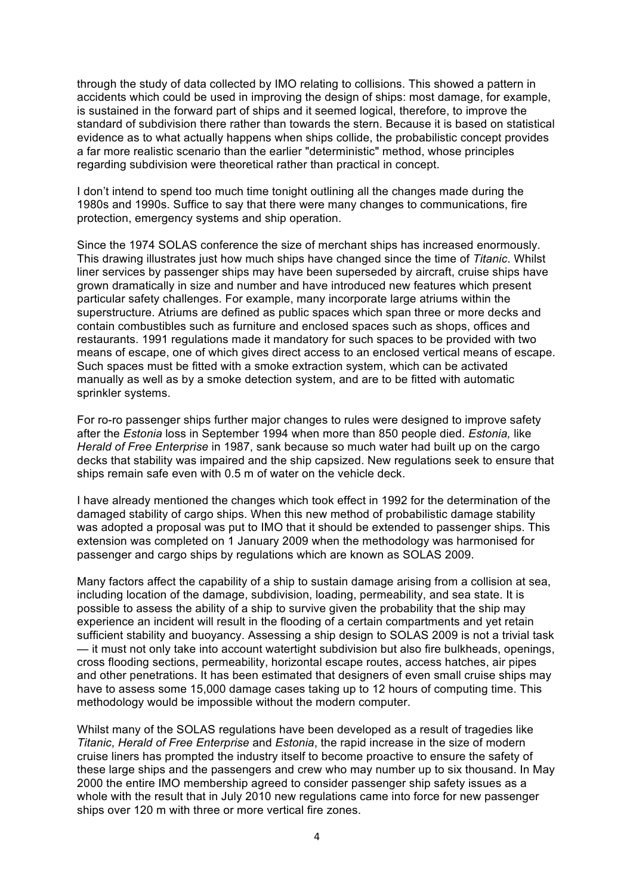through the study of data collected by IMO relating to collisions. This showed a pattern in accidents which could be used in improving the design of ships: most damage, for example, is sustained in the forward part of ships and it seemed logical, therefore, to improve the standard of subdivision there rather than towards the stern. Because it is based on statistical evidence as to what actually happens when ships collide, the probabilistic concept provides a far more realistic scenario than the earlier "deterministic" method, whose principles regarding subdivision were theoretical rather than practical in concept.

I don't intend to spend too much time tonight outlining all the changes made during the 1980s and 1990s. Suffice to say that there were many changes to communications, fire protection, emergency systems and ship operation.

Since the 1974 SOLAS conference the size of merchant ships has increased enormously. This drawing illustrates just how much ships have changed since the time of *Titanic*. Whilst liner services by passenger ships may have been superseded by aircraft, cruise ships have grown dramatically in size and number and have introduced new features which present particular safety challenges. For example, many incorporate large atriums within the superstructure. Atriums are defined as public spaces which span three or more decks and contain combustibles such as furniture and enclosed spaces such as shops, offices and restaurants. 1991 regulations made it mandatory for such spaces to be provided with two means of escape, one of which gives direct access to an enclosed vertical means of escape. Such spaces must be fitted with a smoke extraction system, which can be activated manually as well as by a smoke detection system, and are to be fitted with automatic sprinkler systems.

For ro-ro passenger ships further major changes to rules were designed to improve safety after the *Estonia* loss in September 1994 when more than 850 people died. *Estonia,* like *Herald of Free Enterprise* in 1987, sank because so much water had built up on the cargo decks that stability was impaired and the ship capsized. New regulations seek to ensure that ships remain safe even with 0.5 m of water on the vehicle deck.

I have already mentioned the changes which took effect in 1992 for the determination of the damaged stability of cargo ships. When this new method of probabilistic damage stability was adopted a proposal was put to IMO that it should be extended to passenger ships. This extension was completed on 1 January 2009 when the methodology was harmonised for passenger and cargo ships by regulations which are known as SOLAS 2009.

Many factors affect the capability of a ship to sustain damage arising from a collision at sea, including location of the damage, subdivision, loading, permeability, and sea state. It is possible to assess the ability of a ship to survive given the probability that the ship may experience an incident will result in the flooding of a certain compartments and yet retain sufficient stability and buoyancy. Assessing a ship design to SOLAS 2009 is not a trivial task — it must not only take into account watertight subdivision but also fire bulkheads, openings, cross flooding sections, permeability, horizontal escape routes, access hatches, air pipes and other penetrations. It has been estimated that designers of even small cruise ships may have to assess some 15,000 damage cases taking up to 12 hours of computing time. This methodology would be impossible without the modern computer.

Whilst many of the SOLAS regulations have been developed as a result of tragedies like *Titanic*, *Herald of Free Enterprise* and *Estonia*, the rapid increase in the size of modern cruise liners has prompted the industry itself to become proactive to ensure the safety of these large ships and the passengers and crew who may number up to six thousand. In May 2000 the entire IMO membership agreed to consider passenger ship safety issues as a whole with the result that in July 2010 new regulations came into force for new passenger ships over 120 m with three or more vertical fire zones.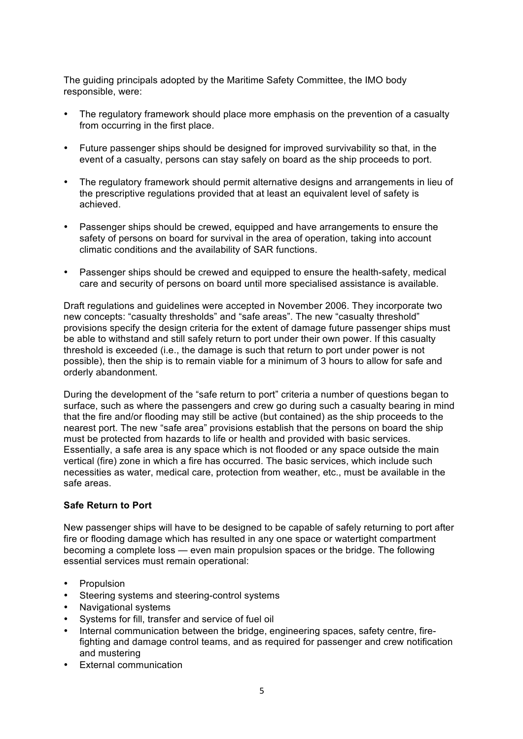The guiding principals adopted by the Maritime Safety Committee, the IMO body responsible, were:

- The regulatory framework should place more emphasis on the prevention of a casualty from occurring in the first place.
- Future passenger ships should be designed for improved survivability so that, in the event of a casualty, persons can stay safely on board as the ship proceeds to port.
- The regulatory framework should permit alternative designs and arrangements in lieu of the prescriptive regulations provided that at least an equivalent level of safety is achieved.
- Passenger ships should be crewed, equipped and have arrangements to ensure the safety of persons on board for survival in the area of operation, taking into account climatic conditions and the availability of SAR functions.
- Passenger ships should be crewed and equipped to ensure the health-safety, medical care and security of persons on board until more specialised assistance is available.

Draft regulations and guidelines were accepted in November 2006. They incorporate two new concepts: "casualty thresholds" and "safe areas". The new "casualty threshold" provisions specify the design criteria for the extent of damage future passenger ships must be able to withstand and still safely return to port under their own power. If this casualty threshold is exceeded (i.e., the damage is such that return to port under power is not possible), then the ship is to remain viable for a minimum of 3 hours to allow for safe and orderly abandonment.

During the development of the "safe return to port" criteria a number of questions began to surface, such as where the passengers and crew go during such a casualty bearing in mind that the fire and/or flooding may still be active (but contained) as the ship proceeds to the nearest port. The new "safe area" provisions establish that the persons on board the ship must be protected from hazards to life or health and provided with basic services. Essentially, a safe area is any space which is not flooded or any space outside the main vertical (fire) zone in which a fire has occurred. The basic services, which include such necessities as water, medical care, protection from weather, etc., must be available in the safe areas.

**Safe Return to Port**

New passenger ships will have to be designed to be capable of safely returning to port after fire or flooding damage which has resulted in any one space or watertight compartment becoming a complete loss — even main propulsion spaces or the bridge. The following essential services must remain operational:

- Propulsion
- Steering systems and steering-control systems
- Navigational systems
- Systems for fill, transfer and service of fuel oil
- Internal communication between the bridge, engineering spaces, safety centre, fire-fighting and damage control teams, and as required for passenger and crew notification and mustering
- External communication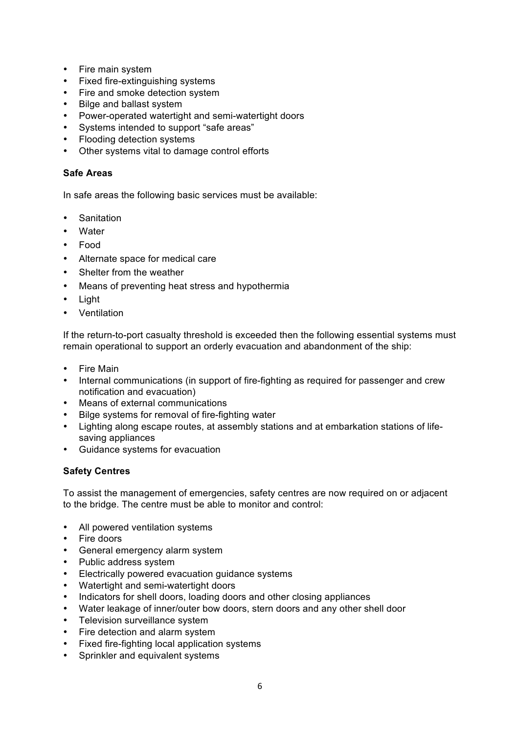- Fire main system
- Fixed fire-extinguishing systems
- Fire and smoke detection system
- Bilge and ballast system
- Power-operated watertight and semi-watertight doors
- Systems intended to support “safe areas”
- Flooding detection systems
- Other systems vital to damage control efforts

**Safe Areas**

In safe areas the following basic services must be available:

- Sanitation
- Water
- Food
- Alternate space for medical care
- Shelter from the weather
- Means of preventing heat stress and hypothermia
- Light
- Ventilation

If the return-to-port casualty threshold is exceeded then the following essential systems must remain operational to support an orderly evacuation and abandonment of the ship:

- Fire Main
- Internal communications (in support of fire-fighting as required for passenger and crew notification and evacuation)
- Means of external communications
- Bilge systems for removal of fire-fighting water
- Lighting along escape routes, at assembly stations and at embarkation stations of life-saving appliances
- Guidance systems for evacuation

**Safety Centres**

To assist the management of emergencies, safety centres are now required on or adjacent to the bridge. The centre must be able to monitor and control:

- All powered ventilation systems
- Fire doors
- General emergency alarm system
- Public address system
- Electrically powered evacuation guidance systems
- Watertight and semi-watertight doors
- Indicators for shell doors, loading doors and other closing appliances
- Water leakage of inner/outer bow doors, stern doors and any other shell door
- Television surveillance system
- Fire detection and alarm system
- Fixed fire-fighting local application systems
- Sprinkler and equivalent systems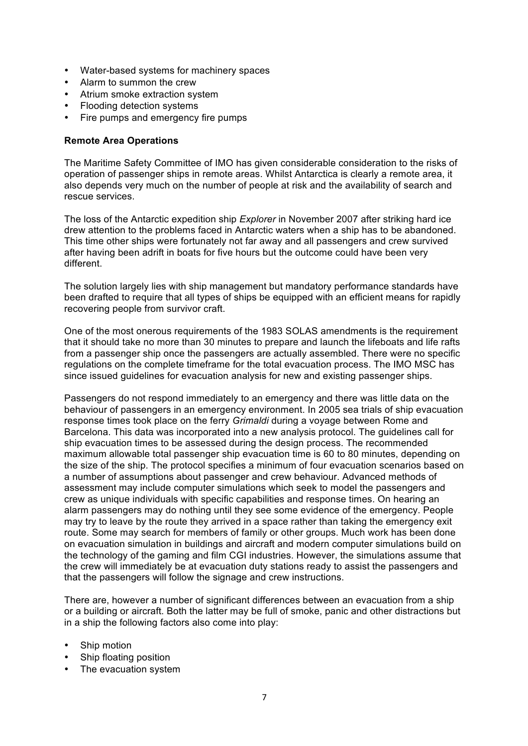- Water-based systems for machinery spaces
- Alarm to summon the crew
- Atrium smoke extraction system
- Flooding detection systems
- Fire pumps and emergency fire pumps

**Remote Area Operations**

The Maritime Safety Committee of IMO has given considerable consideration to the risks of operation of passenger ships in remote areas. Whilst Antarctica is clearly a remote area, it also depends very much on the number of people at risk and the availability of search and rescue services.

The loss of the Antarctic expedition ship *Explorer* in November 2007 after striking hard ice drew attention to the problems faced in Antarctic waters when a ship has to be abandoned. This time other ships were fortunately not far away and all passengers and crew survived after having been adrift in boats for five hours but the outcome could have been very different.

The solution largely lies with ship management but mandatory performance standards have been drafted to require that all types of ships be equipped with an efficient means for rapidly recovering people from survivor craft.

One of the most onerous requirements of the 1983 SOLAS amendments is the requirement that it should take no more than 30 minutes to prepare and launch the lifeboats and life rafts from a passenger ship once the passengers are actually assembled. There were no specific regulations on the complete timeframe for the total evacuation process. The IMO MSC has since issued guidelines for evacuation analysis for new and existing passenger ships.

Passengers do not respond immediately to an emergency and there was little data on the behaviour of passengers in an emergency environment. In 2005 sea trials of ship evacuation response times took place on the ferry *Grimaldi* during a voyage between Rome and Barcelona. This data was incorporated into a new analysis protocol. The guidelines call for ship evacuation times to be assessed during the design process. The recommended maximum allowable total passenger ship evacuation time is 60 to 80 minutes, depending on the size of the ship. The protocol specifies a minimum of four evacuation scenarios based on a number of assumptions about passenger and crew behaviour. Advanced methods of assessment may include computer simulations which seek to model the passengers and crew as unique individuals with specific capabilities and response times. On hearing an alarm passengers may do nothing until they see some evidence of the emergency. People may try to leave by the route they arrived in a space rather than taking the emergency exit route. Some may search for members of family or other groups. Much work has been done on evacuation simulation in buildings and aircraft and modern computer simulations build on the technology of the gaming and film CGI industries. However, the simulations assume that the crew will immediately be at evacuation duty stations ready to assist the passengers and that the passengers will follow the signage and crew instructions.

There are, however a number of significant differences between an evacuation from a ship or a building or aircraft. Both the latter may be full of smoke, panic and other distractions but in a ship the following factors also come into play:

- Ship motion
- Ship floating position
- The evacuation system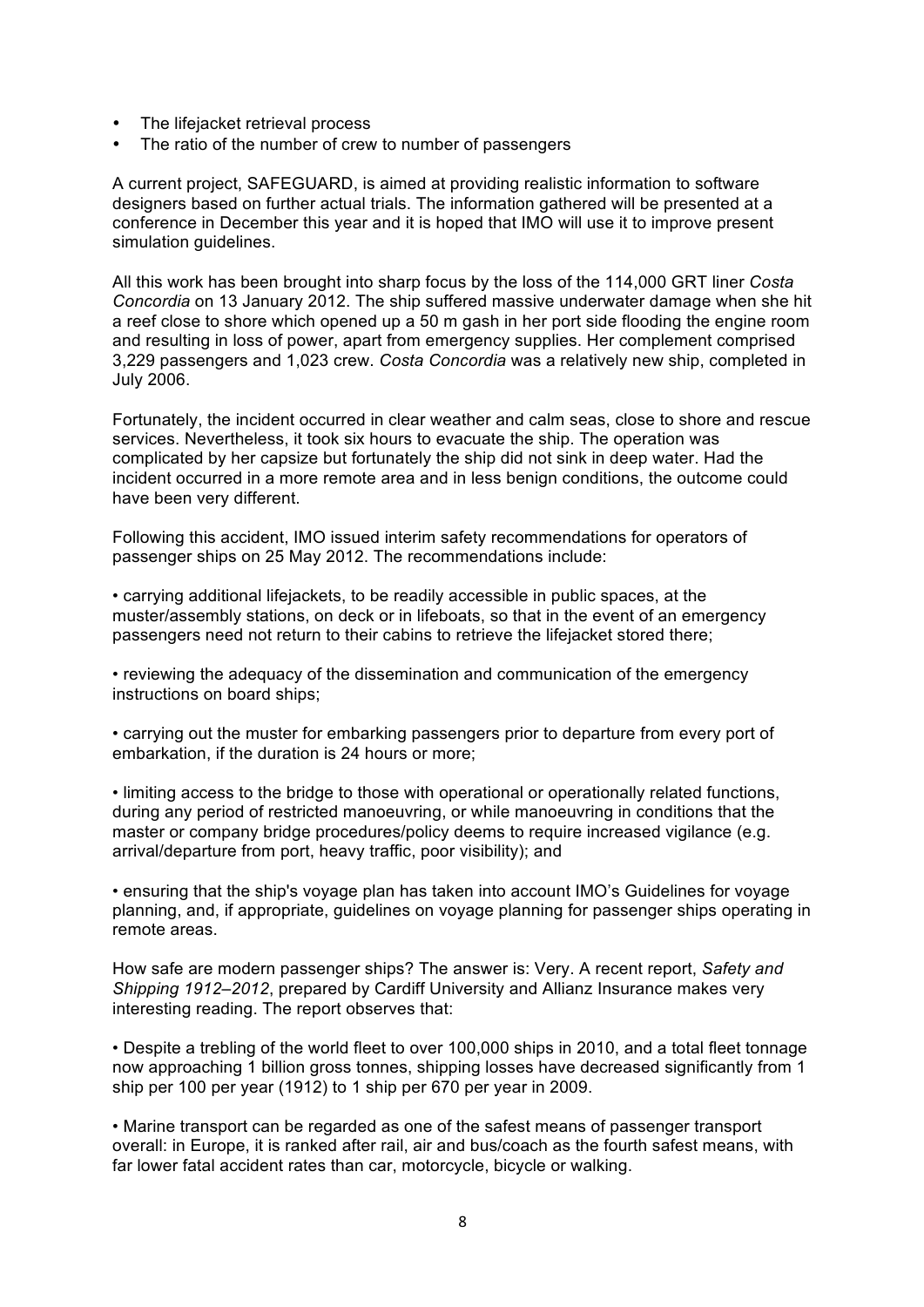- The lifejacket retrieval process
- The ratio of the number of crew to number of passengers

A current project, SAFEGUARD, is aimed at providing realistic information to software designers based on further actual trials. The information gathered will be presented at a conference in December this year and it is hoped that IMO will use it to improve present simulation guidelines.

All this work has been brought into sharp focus by the loss of the 114,000 GRT liner *Costa Concordia* on 13 January 2012. The ship suffered massive underwater damage when she hit a reef close to shore which opened up a 50 m gash in her port side flooding the engine room and resulting in loss of power, apart from emergency supplies. Her complement comprised 3,229 passengers and 1,023 crew. *Costa Concordia* was a relatively new ship, completed in July 2006.

Fortunately, the incident occurred in clear weather and calm seas, close to shore and rescue services. Nevertheless, it took six hours to evacuate the ship. The operation was complicated by her capsize but fortunately the ship did not sink in deep water. Had the incident occurred in a more remote area and in less benign conditions, the outcome could have been very different.

Following this accident, IMO issued interim safety recommendations for operators of passenger ships on 25 May 2012. The recommendations include:

- carrying additional lifejackets, to be readily accessible in public spaces, at the muster/assembly stations, on deck or in lifeboats, so that in the event of an emergency passengers need not return to their cabins to retrieve the lifejacket stored there;

- reviewing the adequacy of the dissemination and communication of the emergency instructions on board ships;

- carrying out the muster for embarking passengers prior to departure from every port of embarkation, if the duration is 24 hours or more;

- limiting access to the bridge to those with operational or operationally related functions, during any period of restricted manoeuvring, or while manoeuvring in conditions that the master or company bridge procedures/policy deems to require increased vigilance (e.g. arrival/departure from port, heavy traffic, poor visibility); and

- ensuring that the ship's voyage plan has taken into account IMO's Guidelines for voyage planning, and, if appropriate, guidelines on voyage planning for passenger ships operating in remote areas.

How safe are modern passenger ships? The answer is: Very. A recent report, *Safety and Shipping 1912–2012*, prepared by Cardiff University and Allianz Insurance makes very interesting reading. The report observes that:

- Despite a trebling of the world fleet to over 100,000 ships in 2010, and a total fleet tonnage now approaching 1 billion gross tonnes, shipping losses have decreased significantly from 1 ship per 100 per year (1912) to 1 ship per 670 per year in 2009.

- Marine transport can be regarded as one of the safest means of passenger transport overall: in Europe, it is ranked after rail, air and bus/coach as the fourth safest means, with far lower fatal accident rates than car, motorcycle, bicycle or walking.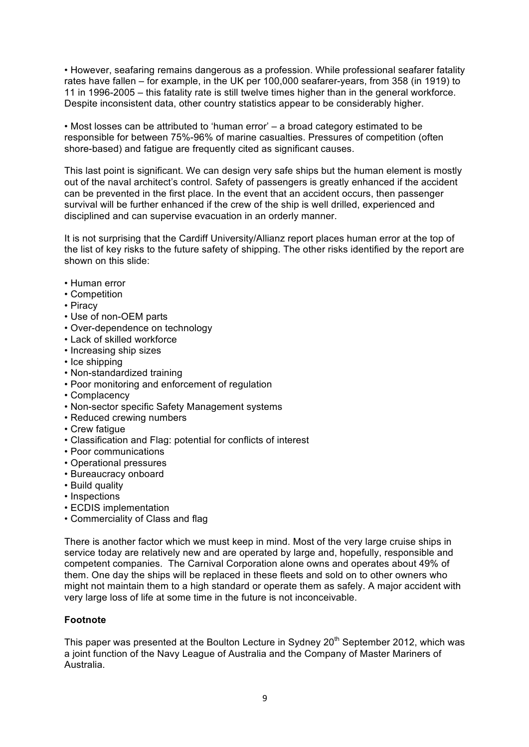- However, seafaring remains dangerous as a profession. While professional seafarer fatality rates have fallen – for example, in the UK per 100,000 seafarer-years, from 358 (in 1919) to 11 in 1996-2005 – this fatality rate is still twelve times higher than in the general workforce. Despite inconsistent data, other country statistics appear to be considerably higher.

- Most losses can be attributed to 'human error' – a broad category estimated to be responsible for between 75%-96% of marine casualties. Pressures of competition (often shore-based) and fatigue are frequently cited as significant causes.

This last point is significant. We can design very safe ships but the human element is mostly out of the naval architect's control. Safety of passengers is greatly enhanced if the accident can be prevented in the first place. In the event that an accident occurs, then passenger survival will be further enhanced if the crew of the ship is well drilled, experienced and disciplined and can supervise evacuation in an orderly manner.

It is not surprising that the Cardiff University/Allianz report places human error at the top of the list of key risks to the future safety of shipping. The other risks identified by the report are shown on this slide:

- Human error
- Competition
- Piracy
- Use of non-OEM parts
- Over-dependence on technology
- Lack of skilled workforce
- Increasing ship sizes
- Ice shipping
- Non-standardized training
- Poor monitoring and enforcement of regulation
- Complacency
- Non-sector specific Safety Management systems
- Reduced crewing numbers
- Crew fatigue
- Classification and Flag: potential for conflicts of interest
- Poor communications
- Operational pressures
- Bureaucracy onboard
- Build quality
- Inspections
- ECDIS implementation
- Commerciality of Class and flag

There is another factor which we must keep in mind. Most of the very large cruise ships in service today are relatively new and are operated by large and, hopefully, responsible and competent companies. The Carnival Corporation alone owns and operates about 49% of them. One day the ships will be replaced in these fleets and sold on to other owners who might not maintain them to a high standard or operate them as safely. A major accident with very large loss of life at some time in the future is not inconceivable.

**Footnote**

This paper was presented at the Boulton Lecture in Sydney 20th September 2012, which was a joint function of the Navy League of Australia and the Company of Master Mariners of Australia.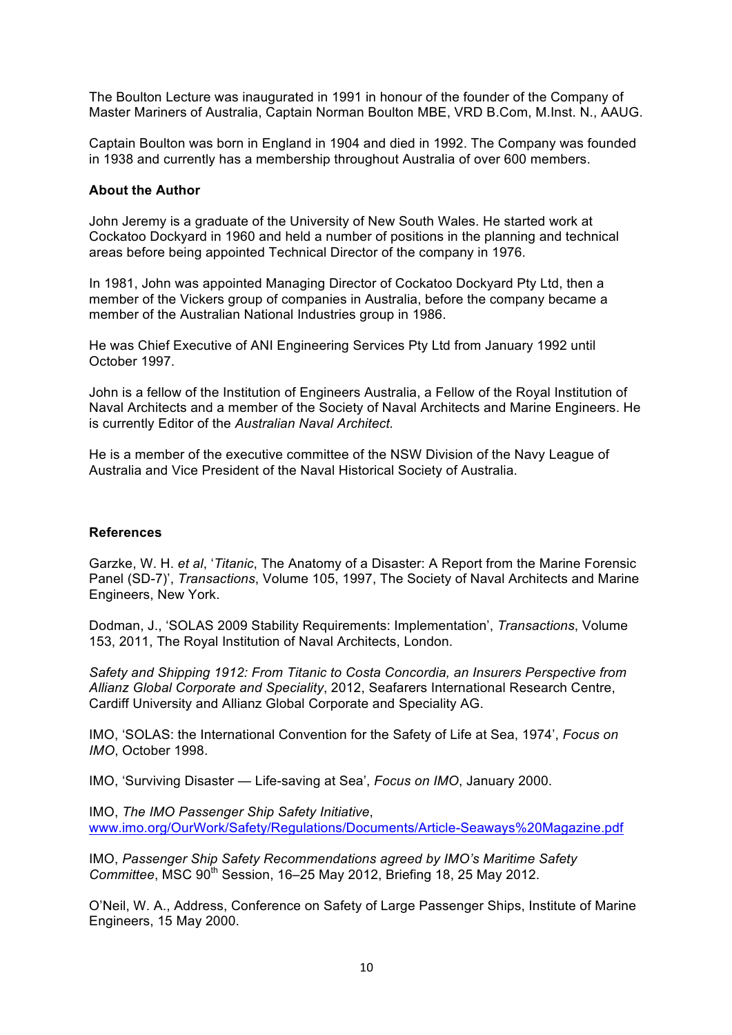The Boulton Lecture was inaugurated in 1991 in honour of the founder of the Company of Master Mariners of Australia, Captain Norman Boulton MBE, VRD B.Com, M.Inst. N., AAUG.

Captain Boulton was born in England in 1904 and died in 1992. The Company was founded in 1938 and currently has a membership throughout Australia of over 600 members.

**About the Author**

John Jeremy is a graduate of the University of New South Wales. He started work at Cockatoo Dockyard in 1960 and held a number of positions in the planning and technical areas before being appointed Technical Director of the company in 1976.

In 1981, John was appointed Managing Director of Cockatoo Dockyard Pty Ltd, then a member of the Vickers group of companies in Australia, before the company became a member of the Australian National Industries group in 1986.

He was Chief Executive of ANI Engineering Services Pty Ltd from January 1992 until October 1997.

John is a fellow of the Institution of Engineers Australia, a Fellow of the Royal Institution of Naval Architects and a member of the Society of Naval Architects and Marine Engineers. He is currently Editor of the *Australian Naval Architect.*

He is a member of the executive committee of the NSW Division of the Navy League of Australia and Vice President of the Naval Historical Society of Australia.

**References**

Garzke, W. H. *et al*, '*Titanic*, The Anatomy of a Disaster: A Report from the Marine Forensic Panel (SD-7)', *Transactions*, Volume 105, 1997, The Society of Naval Architects and Marine Engineers, New York.

Dodman, J., 'SOLAS 2009 Stability Requirements: Implementation', *Transactions*, Volume 153, 2011, The Royal Institution of Naval Architects, London.

*Safety and Shipping 1912: From Titanic to Costa Concordia, an Insurers Perspective from Allianz Global Corporate and Speciality*, 2012, Seafarers International Research Centre, Cardiff University and Allianz Global Corporate and Speciality AG.

IMO, 'SOLAS: the International Convention for the Safety of Life at Sea, 1974', *Focus on IMO*, October 1998.

IMO, 'Surviving Disaster — Life-saving at Sea', *Focus on IMO*, January 2000.

IMO, *The IMO Passenger Ship Safety Initiative*, www.imo.org/OurWork/Safety/Regulations/Documents/Article-Seaways%20Magazine.pdf

IMO, *Passenger Ship Safety Recommendations agreed by IMO's Maritime Safety Committee*, MSC 90th Session, 16–25 May 2012, Briefing 18, 25 May 2012.

O'Neil, W. A., Address, Conference on Safety of Large Passenger Ships, Institute of Marine Engineers, 15 May 2000.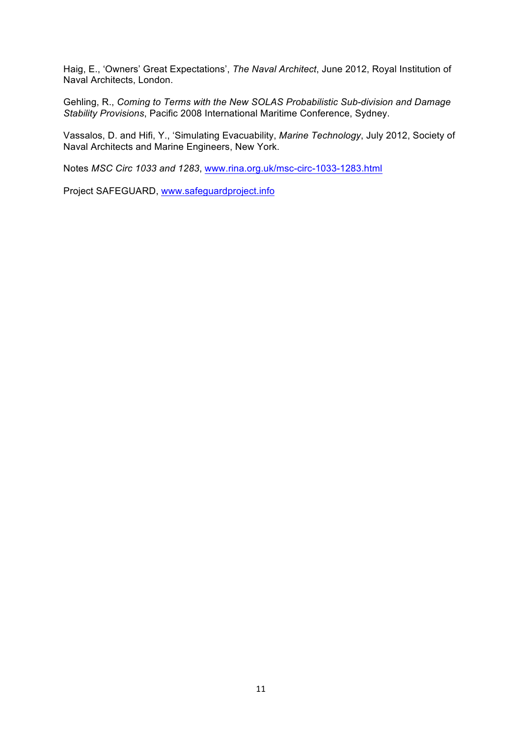Haig, E., 'Owners' Great Expectations', *The Naval Architect*, June 2012, Royal Institution of Naval Architects, London.

Gehling, R., *Coming to Terms with the New SOLAS Probabilistic Sub-division and Damage Stability Provisions*, Pacific 2008 International Maritime Conference, Sydney.

Vassalos, D. and Hifi, Y., 'Simulating Evacuability, *Marine Technology*, July 2012, Society of Naval Architects and Marine Engineers, New York.

Notes *MSC Circ 1033 and 1283*, www.rina.org.uk/msc-circ-1033-1283.html

Project SAFEGUARD, www.safeguardproject.info